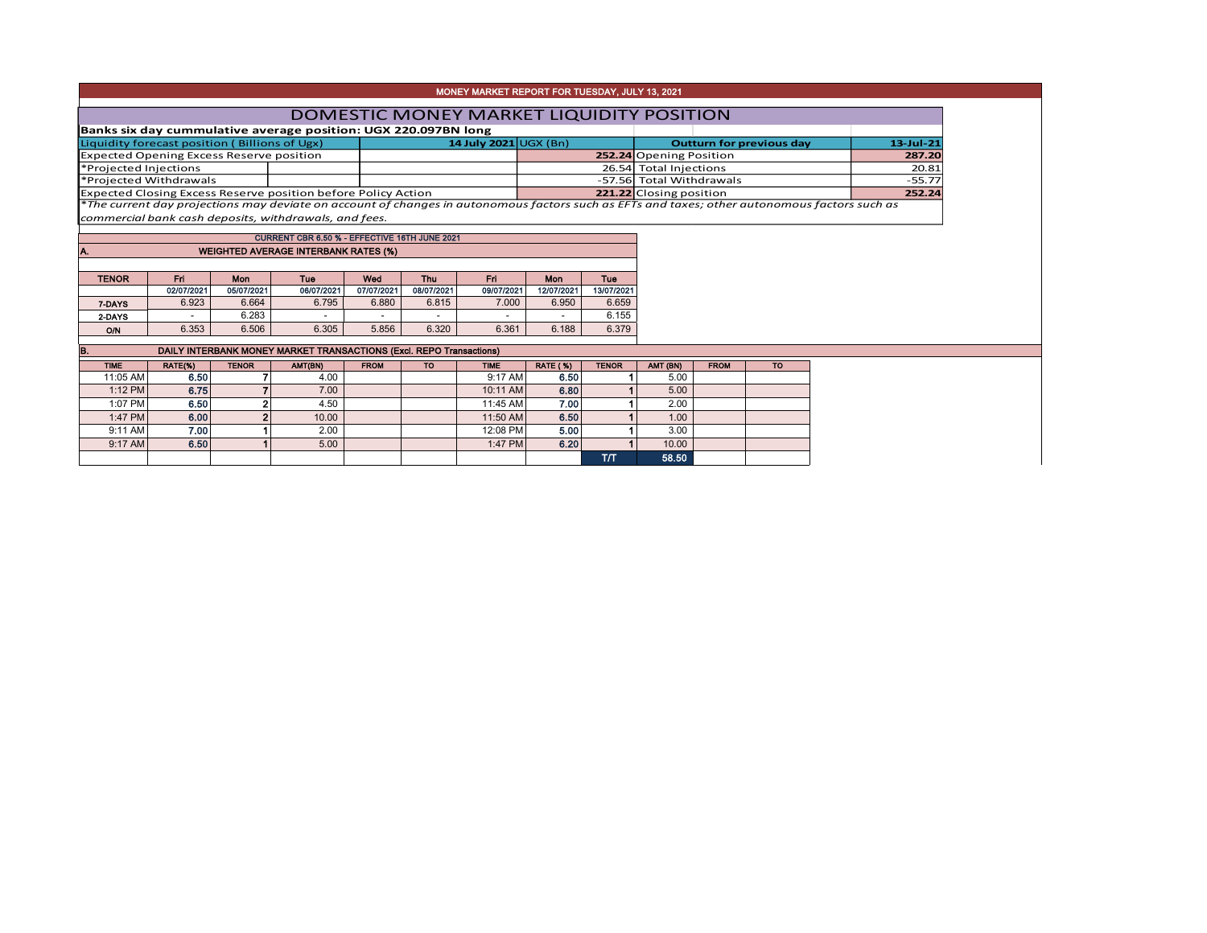# MONEY MARKET REPORT FOR TUESDAY, JULY 13, 2021

## DOMESTIC MONEY MARKET LIQUIDITY POSITION

**Banks six day cummulative average position: UGX 220.097BN long**

| Liquidity forecast position ( Billions of Ugx) | 14 July 2021 UGX (Bn) | Outturn for previous day | 13-Jul-21 |
|---|---|---|---|
| Expected Opening Excess Reserve position | 252.24 | Opening Position | 287.20 |
| *Projected Injections | 26.54 | Total Injections | 20.81 |
| *Projected Withdrawals | -57.56 | Total Withdrawals | -55.77 |
| Expected Closing Excess Reserve position before Policy Action | 221.22 | Closing position | 252.24 |

*\*The current day projections may deviate on account of changes in autonomous factors such as EFTs and taxes; other autonomous factors such as commercial bank cash deposits, withdrawals, and fees.*

**CURRENT CBR 6.50 % - EFFECTIVE 16TH JUNE 2021**

### A. WEIGHTED AVERAGE INTERBANK RATES (%)

| TENOR | Fri | Mon | Tue | Wed | Thu | Fri | Mon | Tue |
|---|---|---|---|---|---|---|---|---|
| | 02/07/2021 | 05/07/2021 | 06/07/2021 | 07/07/2021 | 08/07/2021 | 09/07/2021 | 12/07/2021 | 13/07/2021 |
| 7-DAYS | 6.923 | 6.664 | 6.795 | 6.880 | 6.815 | 7.000 | 6.950 | 6.659 |
| 2-DAYS | - | 6.283 | - | - | - | - | - | 6.155 |
| O/N | 6.353 | 6.506 | 6.305 | 5.856 | 6.320 | 6.361 | 6.188 | 6.379 |

### B. DAILY INTERBANK MONEY MARKET TRANSACTIONS (Excl. REPO Transactions)

| TIME | RATE(%) | TENOR | AMT(BN) | FROM | TO | TIME | RATE (%) | TENOR | AMT (BN) | FROM | TO |
|---|---|---|---|---|---|---|---|---|---|---|---|
| 11:05 AM | 6.50 | 7 | 4.00 | | | 9:17 AM | 6.50 | 1 | 5.00 | | |
| 1:12 PM | 6.75 | 7 | 7.00 | | | 10:11 AM | 6.80 | 1 | 5.00 | | |
| 1:07 PM | 6.50 | 2 | 4.50 | | | 11:45 AM | 7.00 | 1 | 2.00 | | |
| 1:47 PM | 6.00 | 2 | 10.00 | | | 11:50 AM | 6.50 | 1 | 1.00 | | |
| 9:11 AM | 7.00 | 1 | 2.00 | | | 12:08 PM | 5.00 | 1 | 3.00 | | |
| 9:17 AM | 6.50 | 1 | 5.00 | | | 1:47 PM | 6.20 | 1 | 10.00 | | |
| | | | | | | | | T/T | 58.50 | | |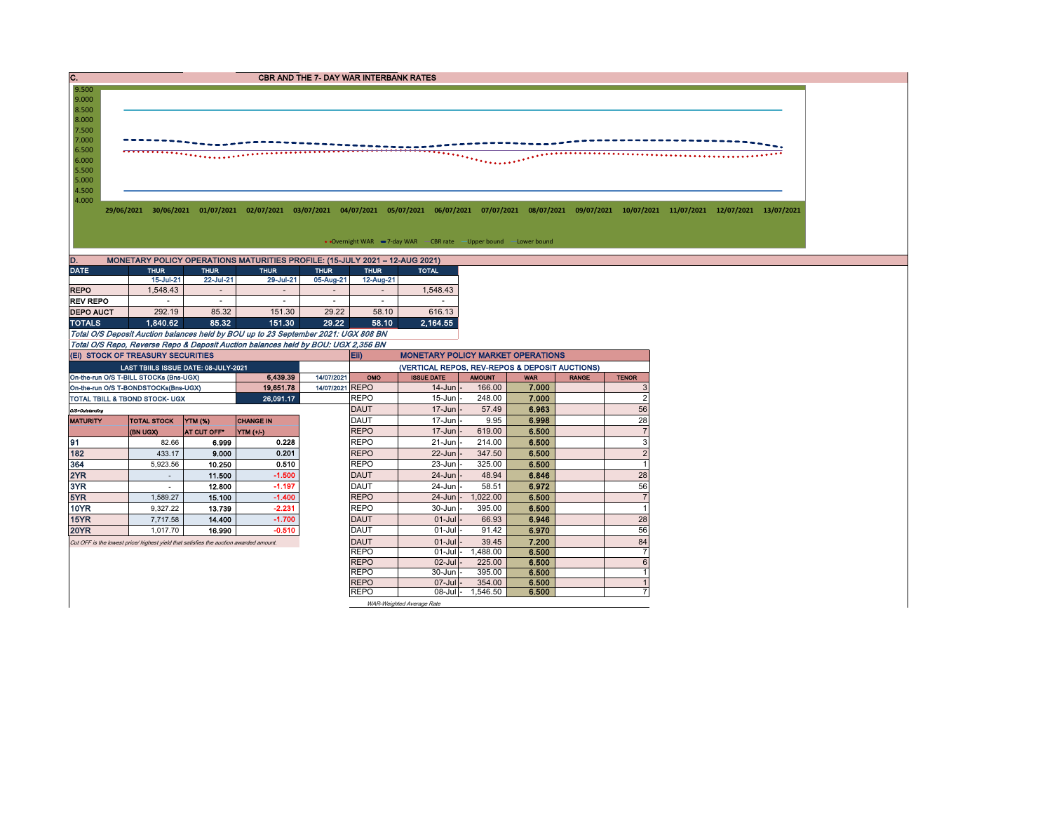## C. CBR AND THE 7- DAY WAR INTERBANK RATES

9.500
9.000
8.500
8.000
7.500
7.000
6.500
6.000
5.500
5.000
4.500
4.000

29/06/2021 30/06/2021 01/07/2021 02/07/2021 03/07/2021 04/07/2021 05/07/2021 06/07/2021 07/07/2021 08/07/2021 09/07/2021 10/07/2021 11/07/2021 12/07/2021 13/07/2021

Overnight WAR — 7-day WAR — CBR rate — Upper bound — Lower bound

## D. MONETARY POLICY OPERATIONS MATURITIES PROFILE: (15-JULY 2021 – 12-AUG 2021)

| DATE | THUR | THUR | THUR | THUR | THUR | TOTAL |
|---|---|---|---|---|---|---|
| | 15-Jul-21 | 22-Jul-21 | 29-Jul-21 | 05-Aug-21 | 12-Aug-21 | |
| REPO | 1,548.43 | - | - | - | - | 1,548.43 |
| REV REPO | - | - | - | - | - | - |
| DEPO AUCT | 292.19 | 85.32 | 151.30 | 29.22 | 58.10 | 616.13 |
| TOTALS | 1,840.62 | 85.32 | 151.30 | 29.22 | 58.10 | 2,164.55 |

*Total O/S Deposit Auction balances held by BOU up to 23 September 2021: UGX 808 BN*

*Total O/S Repo, Reverse Repo & Deposit Auction balances held by BOU: UGX 2,356 BN*

### (Ei) STOCK OF TREASURY SECURITIES

| LAST TBIILS ISSUE DATE: 08-JULY-2021 | | |
|---|---|---|
| On-the-run O/S T-BILL STOCKs (Bns-UGX) | 6,439.39 | 14/07/2021 |
| On-the-run O/S T-BONDSTOCKs(Bns-UGX) | 19,651.78 | 14/07/2021 |
| TOTAL TBILL & TBOND STOCK- UGX | 26,091.17 | |

O/S=Outstanding

| MATURITY | TOTAL STOCK (BN UGX) | YTM (%) AT CUT OFF* | CHANGE IN YTM (+/-) |
|---|---|---|---|
| 91 | 82.66 | 6.999 | 0.228 |
| 182 | 433.17 | 9.000 | 0.201 |
| 364 | 5,923.56 | 10.250 | 0.510 |
| 2YR | - | 11.500 | -1.500 |
| 3YR | - | 12.800 | -1.197 |
| 5YR | 1,589.27 | 15.100 | -1.400 |
| 10YR | 9,327.22 | 13.739 | -2.231 |
| 15YR | 7,717.58 | 14.400 | -1.700 |
| 20YR | 1,017.70 | 16.990 | -0.510 |

*Cut OFF is the lowest price/ highest yield that satisfies the auction awarded amount.*

### Eii) MONETARY POLICY MARKET OPERATIONS

(VERTICAL REPOS, REV-REPOS & DEPOSIT AUCTIONS)

| OMO | ISSUE DATE | AMOUNT | WAR | RANGE | TENOR |
|---|---|---|---|---|---|
| REPO | 14-Jun - | 166.00 | 7.000 | | 3 |
| REPO | 15-Jun - | 248.00 | 7.000 | | 2 |
| DAUT | 17-Jun - | 57.49 | 6.963 | | 56 |
| DAUT | 17-Jun - | 9.95 | 6.998 | | 28 |
| REPO | 17-Jun - | 619.00 | 6.500 | | 7 |
| REPO | 21-Jun - | 214.00 | 6.500 | | 3 |
| REPO | 22-Jun - | 347.50 | 6.500 | | 2 |
| REPO | 23-Jun - | 325.00 | 6.500 | | 1 |
| DAUT | 24-Jun - | 48.94 | 6.846 | | 28 |
| DAUT | 24-Jun - | 58.51 | 6.972 | | 56 |
| REPO | 24-Jun - | 1,022.00 | 6.500 | | 7 |
| REPO | 30-Jun - | 395.00 | 6.500 | | 1 |
| DAUT | 01-Jul - | 66.93 | 6.946 | | 28 |
| DAUT | 01-Jul - | 91.42 | 6.970 | | 56 |
| DAUT | 01-Jul - | 39.45 | 7.200 | | 84 |
| REPO | 01-Jul - | 1,488.00 | 6.500 | | 7 |
| REPO | 02-Jul - | 225.00 | 6.500 | | 6 |
| REPO | 30-Jun - | 395.00 | 6.500 | | 1 |
| REPO | 07-Jul - | 354.00 | 6.500 | | 1 |
| REPO | 08-Jul - | 1,546.50 | 6.500 | | 7 |

*WAR-Weighted Average Rate*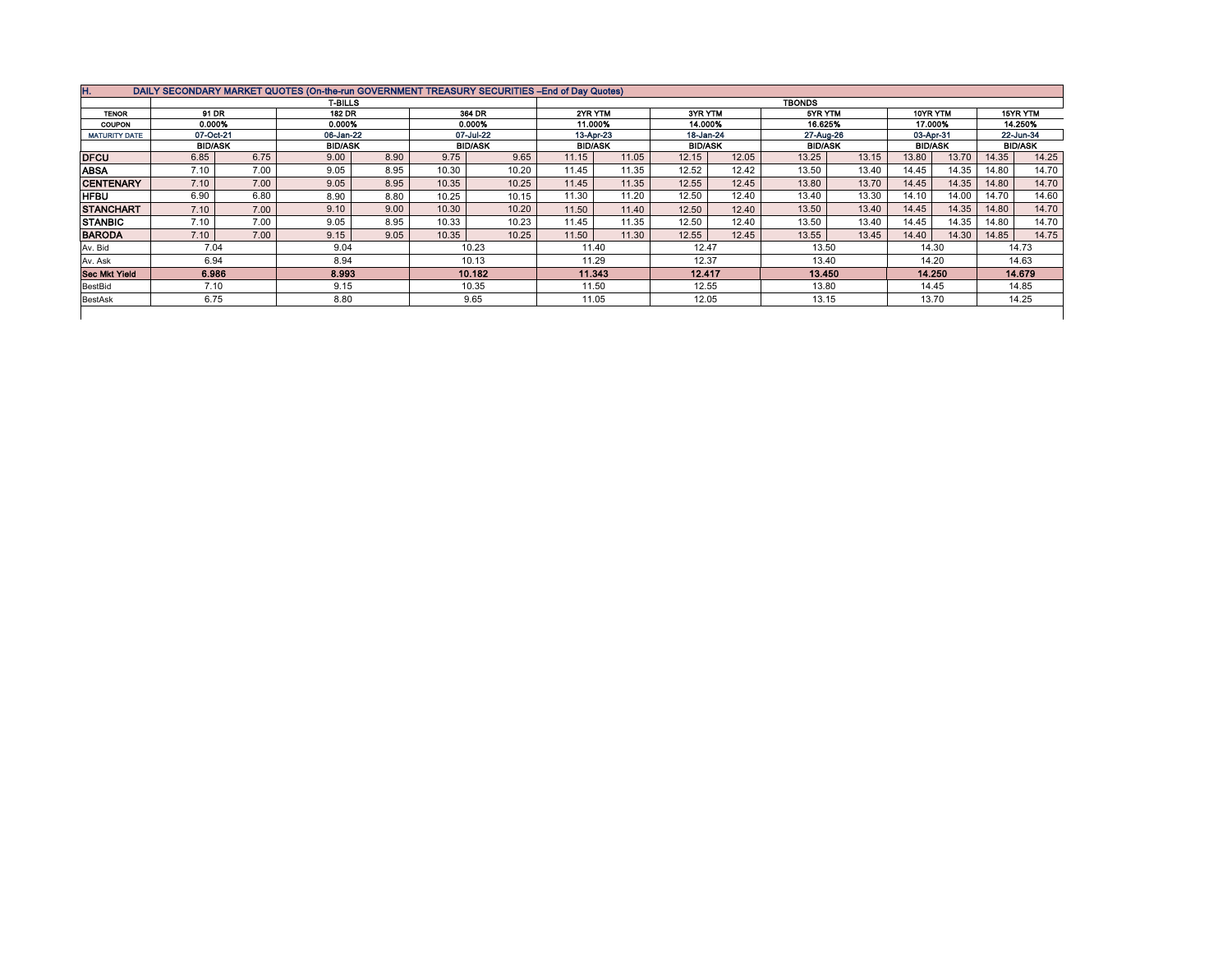| H. | DAILY SECONDARY MARKET QUOTES (On-the-run GOVERNMENT TREASURY SECURITIES –End of Day Quotes) | | | | | | | | | | | | | | | |
|---|---|---|---|---|---|---|---|---|---|---|---|---|---|---|---|---|
| | T-BILLS | | | | | | TBONDS | | | | | | | | | |
| TENOR | 91 DR | | 182 DR | | 364 DR | | 2YR YTM | | 3YR YTM | | 5YR YTM | | 10YR YTM | | 15YR YTM | |
| COUPON | 0.000% | | 0.000% | | 0.000% | | 11.000% | | 14.000% | | 16.625% | | 17.000% | | 14.250% | |
| MATURITY DATE | 07-Oct-21 | | 06-Jan-22 | | 07-Jul-22 | | 13-Apr-23 | | 18-Jan-24 | | 27-Aug-26 | | 03-Apr-31 | | 22-Jun-34 | |
| | BID/ASK | | BID/ASK | | BID/ASK | | BID/ASK | | BID/ASK | | BID/ASK | | BID/ASK | | BID/ASK | |
| **DFCU** | 6.85 | 6.75 | 9.00 | 8.90 | 9.75 | 9.65 | 11.15 | 11.05 | 12.15 | 12.05 | 13.25 | 13.15 | 13.80 | 13.70 | 14.35 | 14.25 |
| **ABSA** | 7.10 | 7.00 | 9.05 | 8.95 | 10.30 | 10.20 | 11.45 | 11.35 | 12.52 | 12.42 | 13.50 | 13.40 | 14.45 | 14.35 | 14.80 | 14.70 |
| **CENTENARY** | 7.10 | 7.00 | 9.05 | 8.95 | 10.35 | 10.25 | 11.45 | 11.35 | 12.55 | 12.45 | 13.80 | 13.70 | 14.45 | 14.35 | 14.80 | 14.70 |
| **HFBU** | 6.90 | 6.80 | 8.90 | 8.80 | 10.25 | 10.15 | 11.30 | 11.20 | 12.50 | 12.40 | 13.40 | 13.30 | 14.10 | 14.00 | 14.70 | 14.60 |
| **STANCHART** | 7.10 | 7.00 | 9.10 | 9.00 | 10.30 | 10.20 | 11.50 | 11.40 | 12.50 | 12.40 | 13.50 | 13.40 | 14.45 | 14.35 | 14.80 | 14.70 |
| **STANBIC** | 7.10 | 7.00 | 9.05 | 8.95 | 10.33 | 10.23 | 11.45 | 11.35 | 12.50 | 12.40 | 13.50 | 13.40 | 14.45 | 14.35 | 14.80 | 14.70 |
| **BARODA** | 7.10 | 7.00 | 9.15 | 9.05 | 10.35 | 10.25 | 11.50 | 11.30 | 12.55 | 12.45 | 13.55 | 13.45 | 14.40 | 14.30 | 14.85 | 14.75 |
| Av. Bid | 7.04 | | 9.04 | | 10.23 | | 11.40 | | 12.47 | | 13.50 | | 14.30 | | 14.73 | |
| Av. Ask | 6.94 | | 8.94 | | 10.13 | | 11.29 | | 12.37 | | 13.40 | | 14.20 | | 14.63 | |
| **Sec Mkt Yield** | **6.986** | | **8.993** | | **10.182** | | **11.343** | | **12.417** | | **13.450** | | **14.250** | | **14.679** | |
| BestBid | 7.10 | | 9.15 | | 10.35 | | 11.50 | | 12.55 | | 13.80 | | 14.45 | | 14.85 | |
| BestAsk | 6.75 | | 8.80 | | 9.65 | | 11.05 | | 12.05 | | 13.15 | | 13.70 | | 14.25 | |